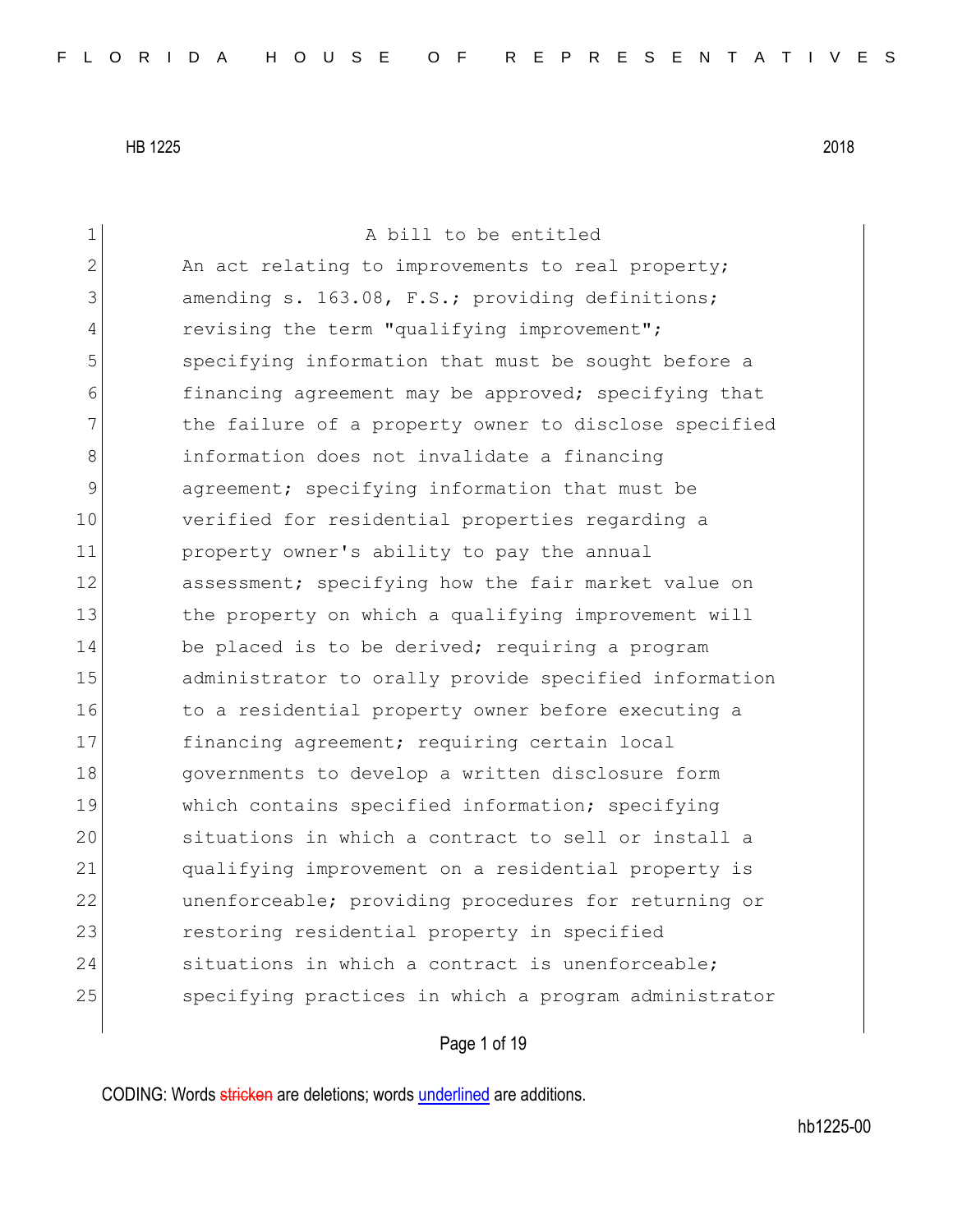A bill to be entitled

An act relating to improvements to real property; amending s. 163.08, F.S.; providing definitions; revising the term "qualifying improvement"; specifying information that must be sought before a financing agreement may be approved; specifying that the failure of a property owner to disclose specified information does not invalidate a financing agreement; specifying information that must be verified for residential properties regarding a property owner's ability to pay the annual assessment; specifying how the fair market value on the property on which a qualifying improvement will be placed is to be derived; requiring a program administrator to orally provide specified information to a residential property owner before executing a financing agreement; requiring certain local governments to develop a written disclosure form which contains specified information; specifying situations in which a contract to sell or install a qualifying improvement on a residential property is unenforceable; providing procedures for returning or restoring residential property in specified situations in which a contract is unenforceable; specifying practices in which a program administrator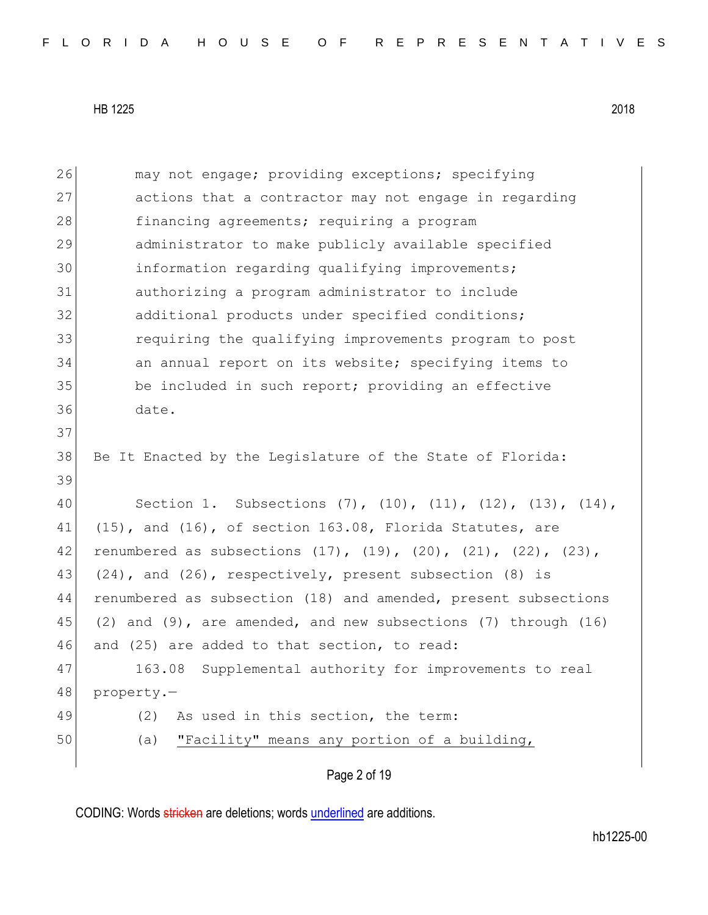may not engage; providing exceptions; specifying actions that a contractor may not engage in regarding financing agreements; requiring a program administrator to make publicly available specified information regarding qualifying improvements; authorizing a program administrator to include additional products under specified conditions; requiring the qualifying improvements program to post an annual report on its website; specifying items to be included in such report; providing an effective date.

Be It Enacted by the Legislature of the State of Florida:

Section 1. Subsections (7), (10), (11), (12), (13), (14), (15), and (16), of section 163.08, Florida Statutes, are renumbered as subsections (17), (19), (20), (21), (22), (23), (24), and (26), respectively, present subsection (8) is renumbered as subsection (18) and amended, present subsections (2) and (9), are amended, and new subsections (7) through (16) and (25) are added to that section, to read:

163.08 Supplemental authority for improvements to real property.—

(2) As used in this section, the term:

(a) "Facility" means any portion of a building,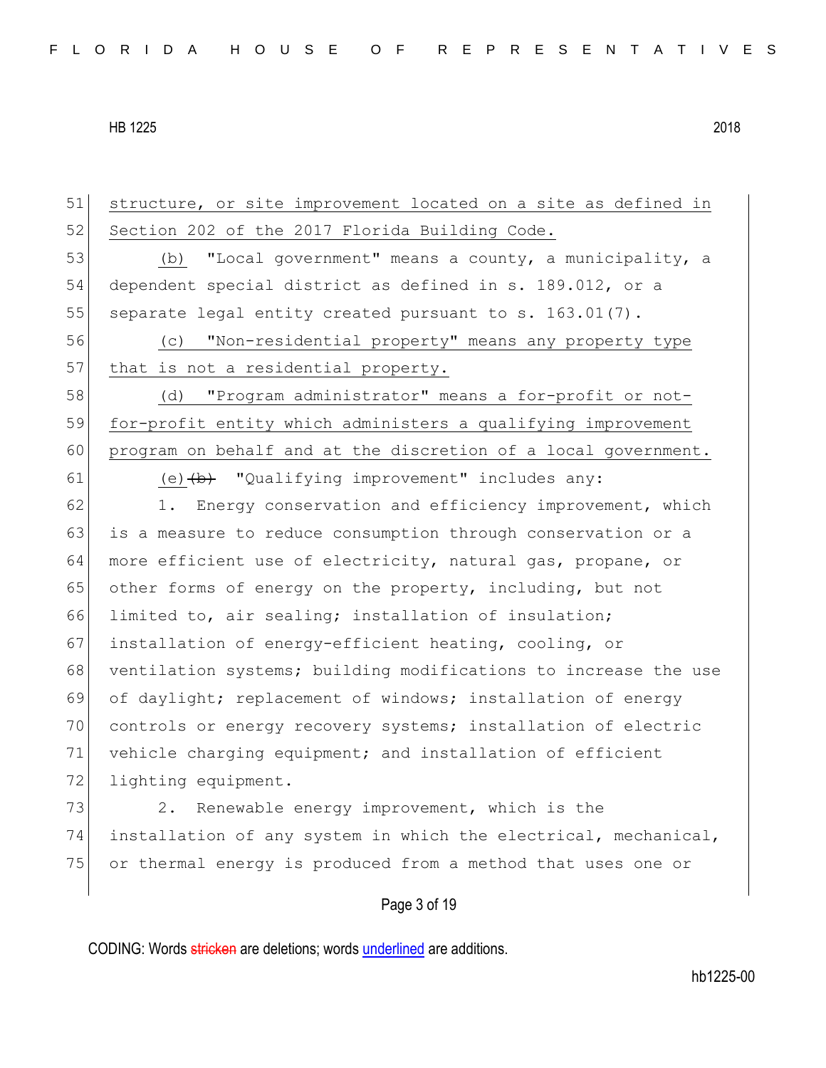51 structure, or site improvement located on a site as defined in
52 Section 202 of the 2017 Florida Building Code.

53 (b) "Local government" means a county, a municipality, a
54 dependent special district as defined in s. 189.012, or a
55 separate legal entity created pursuant to s. 163.01(7).

56 (c) "Non-residential property" means any property type
57 that is not a residential property.

58 (d) "Program administrator" means a for-profit or not-
59 for-profit entity which administers a qualifying improvement
60 program on behalf and at the discretion of a local government.

61 (e)~~(b)~~ "Qualifying improvement" includes any:

62 1. Energy conservation and efficiency improvement, which
63 is a measure to reduce consumption through conservation or a
64 more efficient use of electricity, natural gas, propane, or
65 other forms of energy on the property, including, but not
66 limited to, air sealing; installation of insulation;
67 installation of energy-efficient heating, cooling, or
68 ventilation systems; building modifications to increase the use
69 of daylight; replacement of windows; installation of energy
70 controls or energy recovery systems; installation of electric
71 vehicle charging equipment; and installation of efficient
72 lighting equipment.

73 2. Renewable energy improvement, which is the
74 installation of any system in which the electrical, mechanical,
75 or thermal energy is produced from a method that uses one or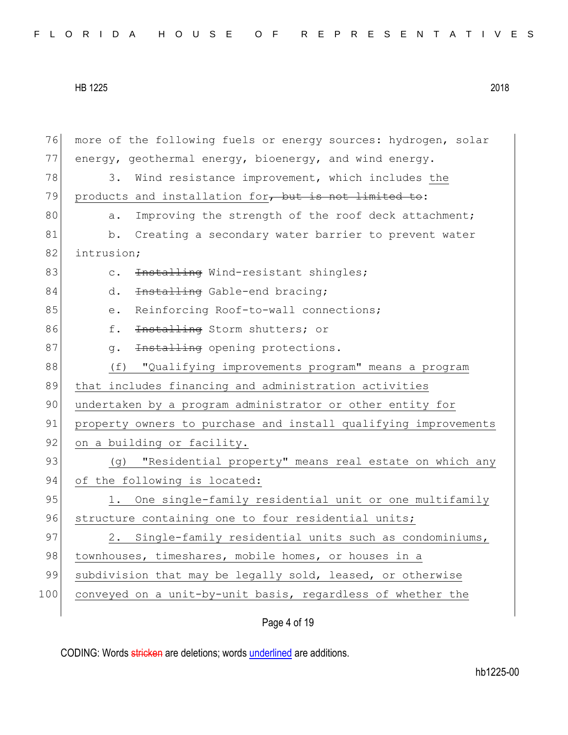more of the following fuels or energy sources: hydrogen, solar energy, geothermal energy, bioenergy, and wind energy.

3. Wind resistance improvement, which includes <u>the</u> products and installation for~~, but is not limited to~~:

a. Improving the strength of the roof deck attachment;

b. Creating a secondary water barrier to prevent water intrusion;

c. ~~Installing~~ Wind-resistant shingles;

d. ~~Installing~~ Gable-end bracing;

e. Reinforcing Roof-to-wall connections;

f. ~~Installing~~ Storm shutters; or

g. ~~Installing~~ opening protections.

<u>(f) "Qualifying improvements program" means a program that includes financing and administration activities undertaken by a program administrator or other entity for property owners to purchase and install qualifying improvements on a building or facility.</u>

<u>(g) "Residential property" means real estate on which any of the following is located:</u>

<u>1. One single-family residential unit or one multifamily structure containing one to four residential units;</u>

<u>2. Single-family residential units such as condominiums, townhouses, timeshares, mobile homes, or houses in a subdivision that may be legally sold, leased, or otherwise conveyed on a unit-by-unit basis, regardless of whether the</u>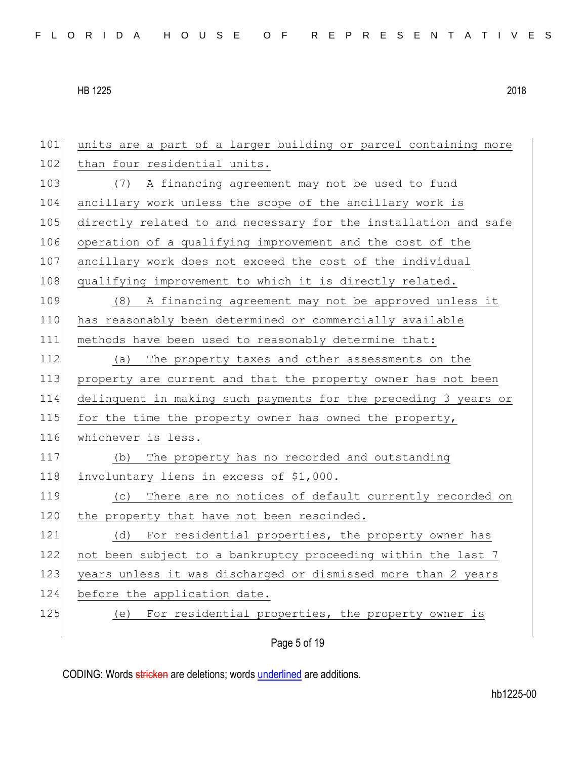units are a part of a larger building or parcel containing more than four residential units.

(7) A financing agreement may not be used to fund ancillary work unless the scope of the ancillary work is directly related to and necessary for the installation and safe operation of a qualifying improvement and the cost of the ancillary work does not exceed the cost of the individual qualifying improvement to which it is directly related.

(8) A financing agreement may not be approved unless it has reasonably been determined or commercially available methods have been used to reasonably determine that:

(a) The property taxes and other assessments on the property are current and that the property owner has not been delinquent in making such payments for the preceding 3 years or for the time the property owner has owned the property, whichever is less.

(b) The property has no recorded and outstanding involuntary liens in excess of $1,000.

(c) There are no notices of default currently recorded on the property that have not been rescinded.

(d) For residential properties, the property owner has not been subject to a bankruptcy proceeding within the last 7 years unless it was discharged or dismissed more than 2 years before the application date.

(e) For residential properties, the property owner is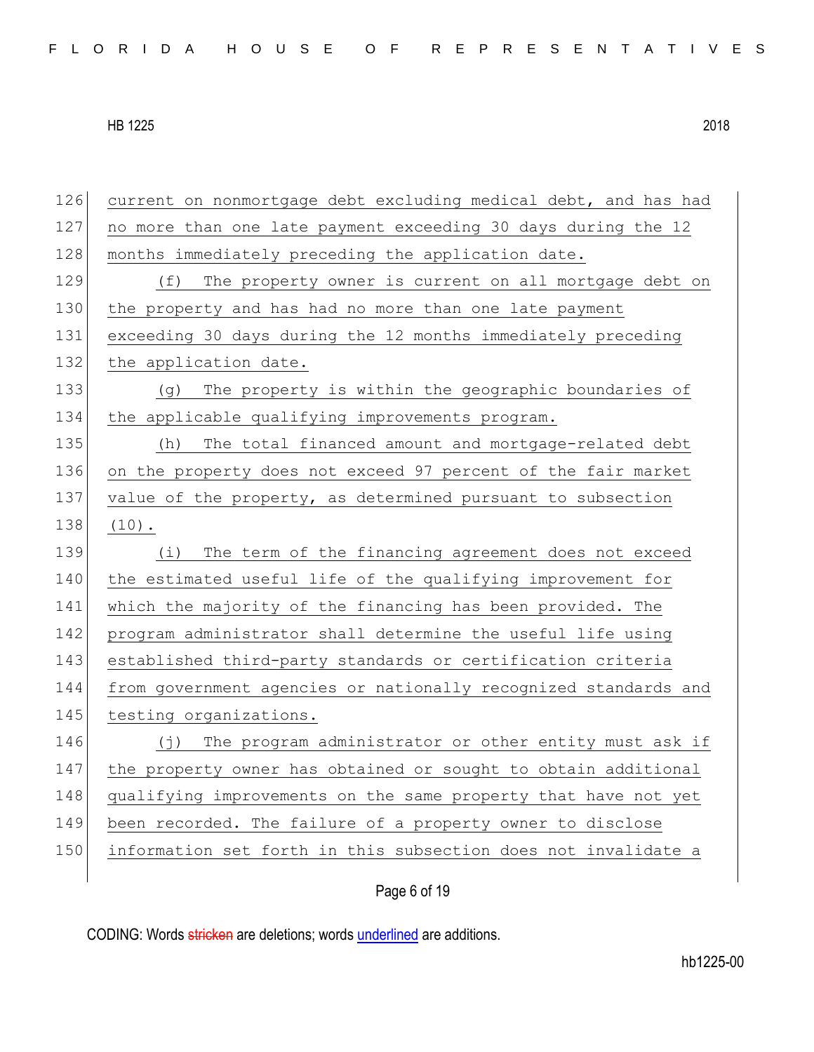current on nonmortgage debt excluding medical debt, and has had no more than one late payment exceeding 30 days during the 12 months immediately preceding the application date.

(f) The property owner is current on all mortgage debt on the property and has had no more than one late payment exceeding 30 days during the 12 months immediately preceding the application date.

(g) The property is within the geographic boundaries of the applicable qualifying improvements program.

(h) The total financed amount and mortgage-related debt on the property does not exceed 97 percent of the fair market value of the property, as determined pursuant to subsection (10).

(i) The term of the financing agreement does not exceed the estimated useful life of the qualifying improvement for which the majority of the financing has been provided. The program administrator shall determine the useful life using established third-party standards or certification criteria from government agencies or nationally recognized standards and testing organizations.

(j) The program administrator or other entity must ask if the property owner has obtained or sought to obtain additional qualifying improvements on the same property that have not yet been recorded. The failure of a property owner to disclose information set forth in this subsection does not invalidate a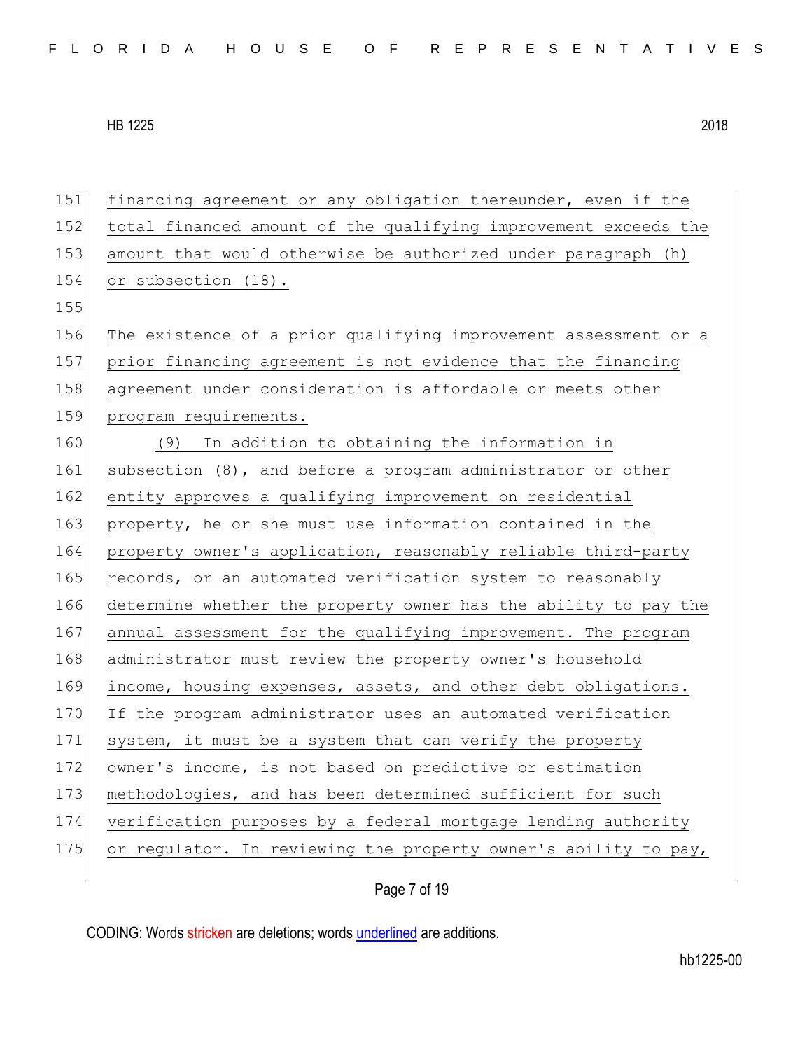financing agreement or any obligation thereunder, even if the total financed amount of the qualifying improvement exceeds the amount that would otherwise be authorized under paragraph (h) or subsection (18).

The existence of a prior qualifying improvement assessment or a prior financing agreement is not evidence that the financing agreement under consideration is affordable or meets other program requirements.

(9) In addition to obtaining the information in subsection (8), and before a program administrator or other entity approves a qualifying improvement on residential property, he or she must use information contained in the property owner's application, reasonably reliable third-party records, or an automated verification system to reasonably determine whether the property owner has the ability to pay the annual assessment for the qualifying improvement. The program administrator must review the property owner's household income, housing expenses, assets, and other debt obligations. If the program administrator uses an automated verification system, it must be a system that can verify the property owner's income, is not based on predictive or estimation methodologies, and has been determined sufficient for such verification purposes by a federal mortgage lending authority or regulator. In reviewing the property owner's ability to pay,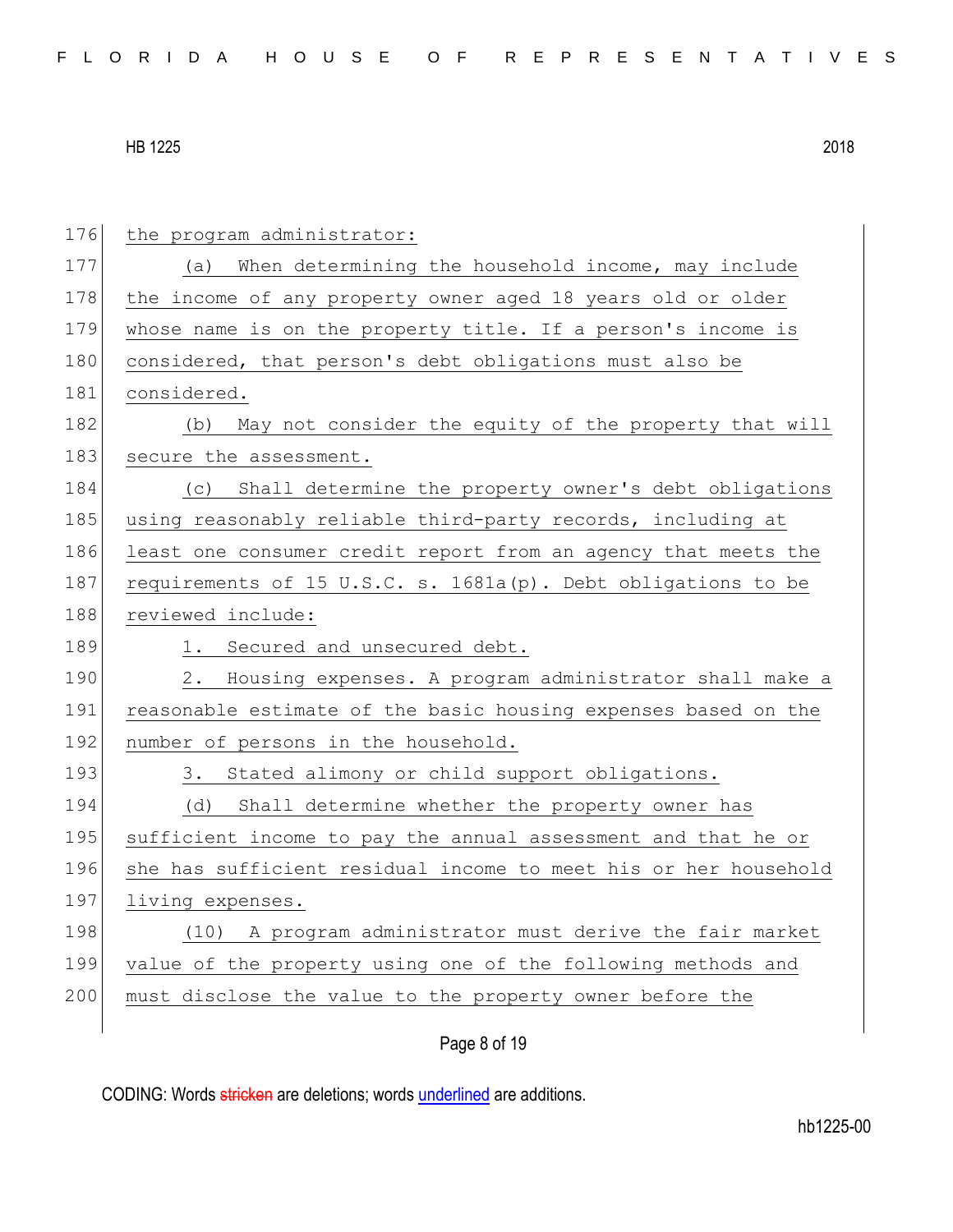the program administrator:

(a) When determining the household income, may include the income of any property owner aged 18 years old or older whose name is on the property title. If a person's income is considered, that person's debt obligations must also be considered.

(b) May not consider the equity of the property that will secure the assessment.

(c) Shall determine the property owner's debt obligations using reasonably reliable third-party records, including at least one consumer credit report from an agency that meets the requirements of 15 U.S.C. s. 1681a(p). Debt obligations to be reviewed include:

1. Secured and unsecured debt.

2. Housing expenses. A program administrator shall make a reasonable estimate of the basic housing expenses based on the number of persons in the household.

3. Stated alimony or child support obligations.

(d) Shall determine whether the property owner has sufficient income to pay the annual assessment and that he or she has sufficient residual income to meet his or her household living expenses.

(10) A program administrator must derive the fair market value of the property using one of the following methods and must disclose the value to the property owner before the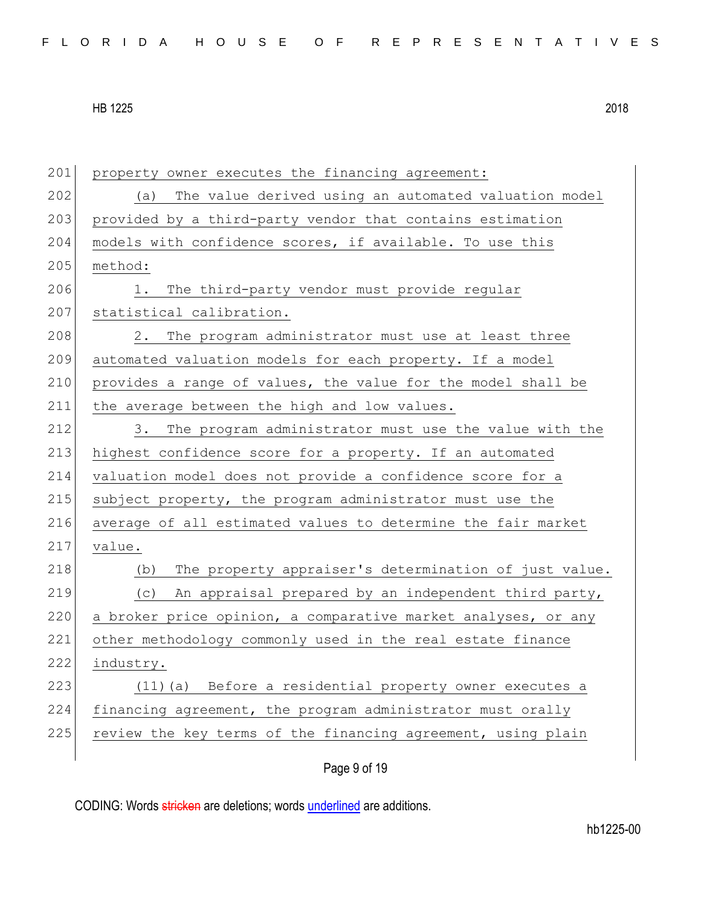property owner executes the financing agreement:

(a) The value derived using an automated valuation model provided by a third-party vendor that contains estimation models with confidence scores, if available. To use this method:

1. The third-party vendor must provide regular statistical calibration.

2. The program administrator must use at least three automated valuation models for each property. If a model provides a range of values, the value for the model shall be the average between the high and low values.

3. The program administrator must use the value with the highest confidence score for a property. If an automated valuation model does not provide a confidence score for a subject property, the program administrator must use the average of all estimated values to determine the fair market value.

(b) The property appraiser's determination of just value.

(c) An appraisal prepared by an independent third party, a broker price opinion, a comparative market analyses, or any other methodology commonly used in the real estate finance industry.

(11)(a) Before a residential property owner executes a financing agreement, the program administrator must orally review the key terms of the financing agreement, using plain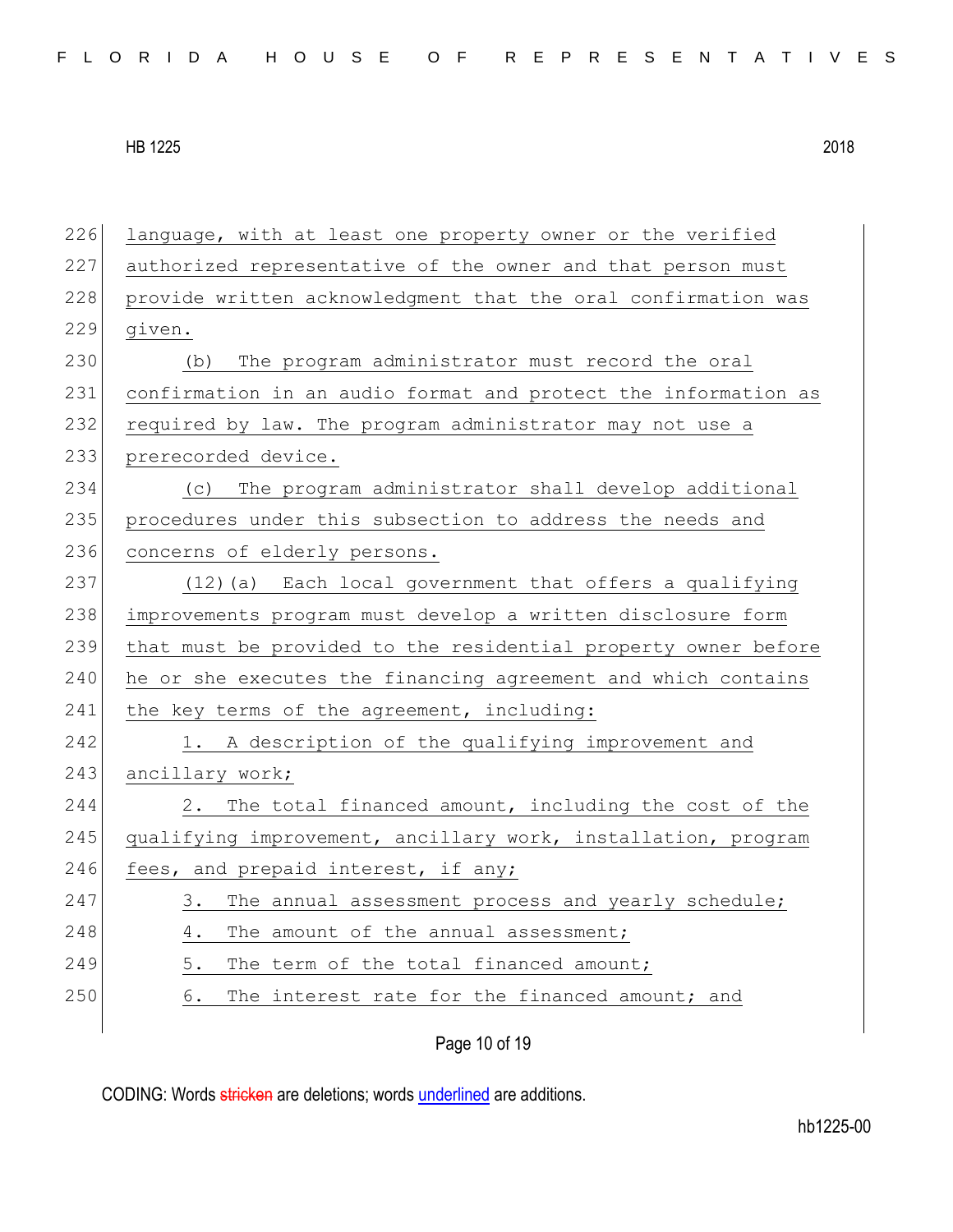language, with at least one property owner or the verified authorized representative of the owner and that person must provide written acknowledgment that the oral confirmation was given.

(b) The program administrator must record the oral confirmation in an audio format and protect the information as required by law. The program administrator may not use a prerecorded device.

(c) The program administrator shall develop additional procedures under this subsection to address the needs and concerns of elderly persons.

(12)(a) Each local government that offers a qualifying improvements program must develop a written disclosure form that must be provided to the residential property owner before he or she executes the financing agreement and which contains the key terms of the agreement, including:

1. A description of the qualifying improvement and ancillary work;

2. The total financed amount, including the cost of the qualifying improvement, ancillary work, installation, program fees, and prepaid interest, if any;

3. The annual assessment process and yearly schedule;

4. The amount of the annual assessment;

5. The term of the total financed amount;

6. The interest rate for the financed amount; and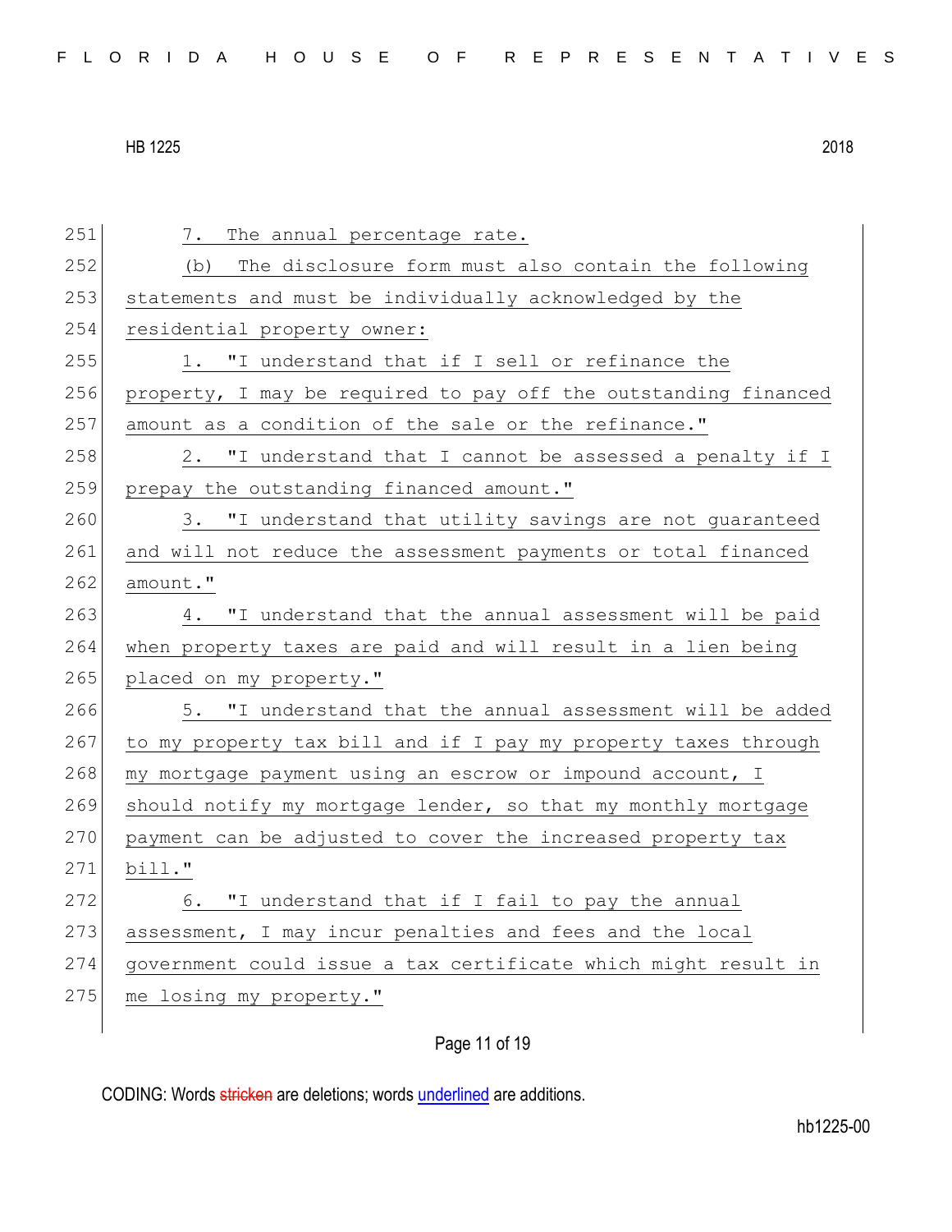7. The annual percentage rate.

(b) The disclosure form must also contain the following statements and must be individually acknowledged by the residential property owner:

1. "I understand that if I sell or refinance the property, I may be required to pay off the outstanding financed amount as a condition of the sale or the refinance."

2. "I understand that I cannot be assessed a penalty if I prepay the outstanding financed amount."

3. "I understand that utility savings are not guaranteed and will not reduce the assessment payments or total financed amount."

4. "I understand that the annual assessment will be paid when property taxes are paid and will result in a lien being placed on my property."

5. "I understand that the annual assessment will be added to my property tax bill and if I pay my property taxes through my mortgage payment using an escrow or impound account, I should notify my mortgage lender, so that my monthly mortgage payment can be adjusted to cover the increased property tax bill."

6. "I understand that if I fail to pay the annual assessment, I may incur penalties and fees and the local government could issue a tax certificate which might result in me losing my property."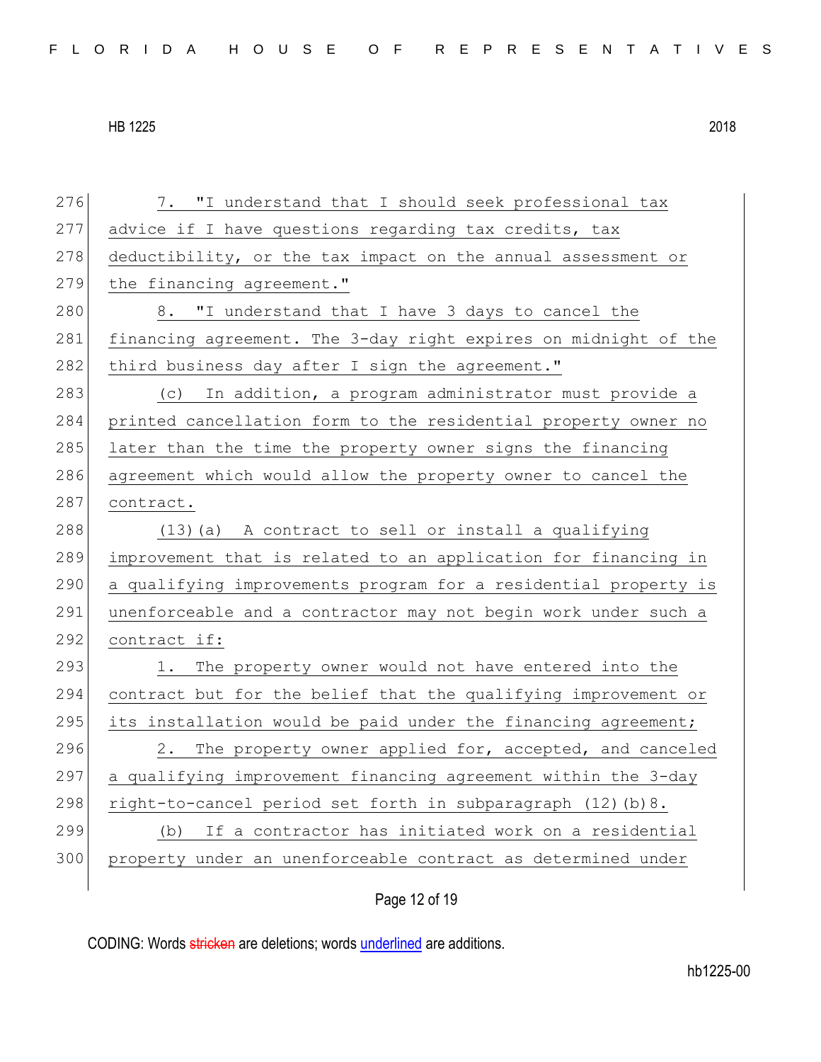7. "I understand that I should seek professional tax advice if I have questions regarding tax credits, tax deductibility, or the tax impact on the annual assessment or the financing agreement."

8. "I understand that I have 3 days to cancel the financing agreement. The 3-day right expires on midnight of the third business day after I sign the agreement."

(c) In addition, a program administrator must provide a printed cancellation form to the residential property owner no later than the time the property owner signs the financing agreement which would allow the property owner to cancel the contract.

(13)(a) A contract to sell or install a qualifying improvement that is related to an application for financing in a qualifying improvements program for a residential property is unenforceable and a contractor may not begin work under such a contract if:

1. The property owner would not have entered into the contract but for the belief that the qualifying improvement or its installation would be paid under the financing agreement;

2. The property owner applied for, accepted, and canceled a qualifying improvement financing agreement within the 3-day right-to-cancel period set forth in subparagraph (12)(b)8.

(b) If a contractor has initiated work on a residential property under an unenforceable contract as determined under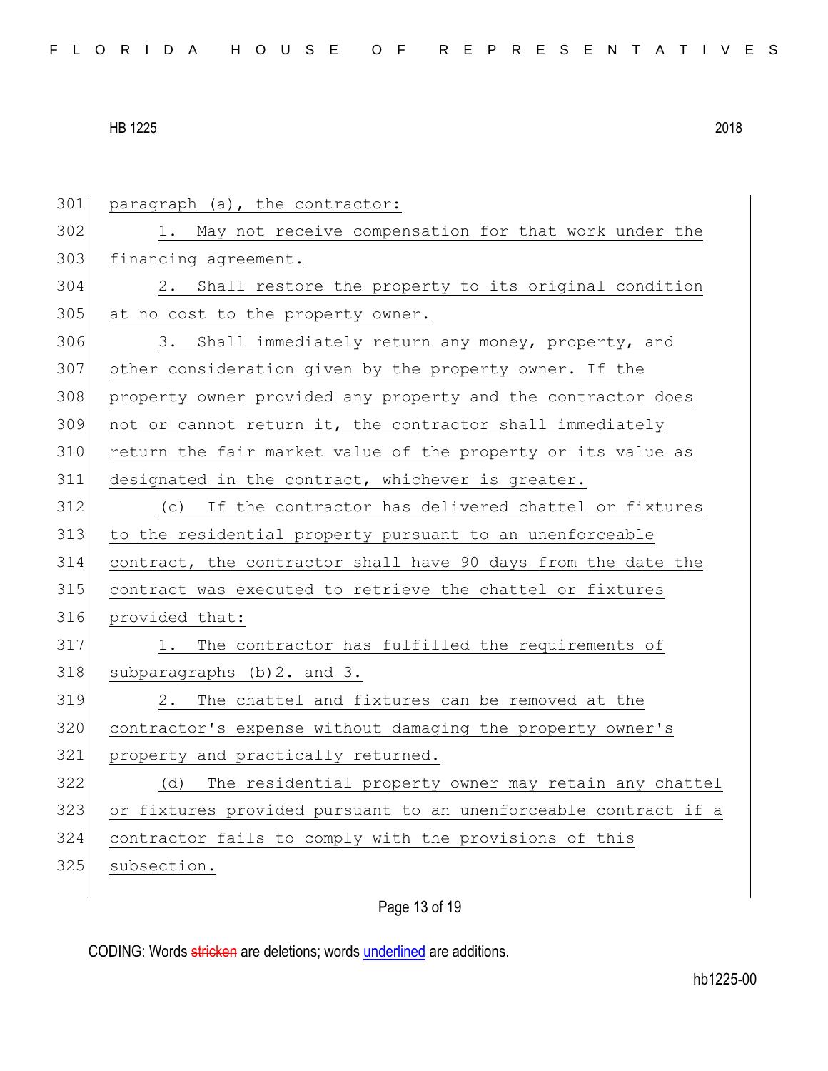paragraph (a), the contractor:

1. May not receive compensation for that work under the financing agreement.

2. Shall restore the property to its original condition at no cost to the property owner.

3. Shall immediately return any money, property, and other consideration given by the property owner. If the property owner provided any property and the contractor does not or cannot return it, the contractor shall immediately return the fair market value of the property or its value as designated in the contract, whichever is greater.

(c) If the contractor has delivered chattel or fixtures to the residential property pursuant to an unenforceable contract, the contractor shall have 90 days from the date the contract was executed to retrieve the chattel or fixtures provided that:

1. The contractor has fulfilled the requirements of subparagraphs (b)2. and 3.

2. The chattel and fixtures can be removed at the contractor's expense without damaging the property owner's property and practically returned.

(d) The residential property owner may retain any chattel or fixtures provided pursuant to an unenforceable contract if a contractor fails to comply with the provisions of this subsection.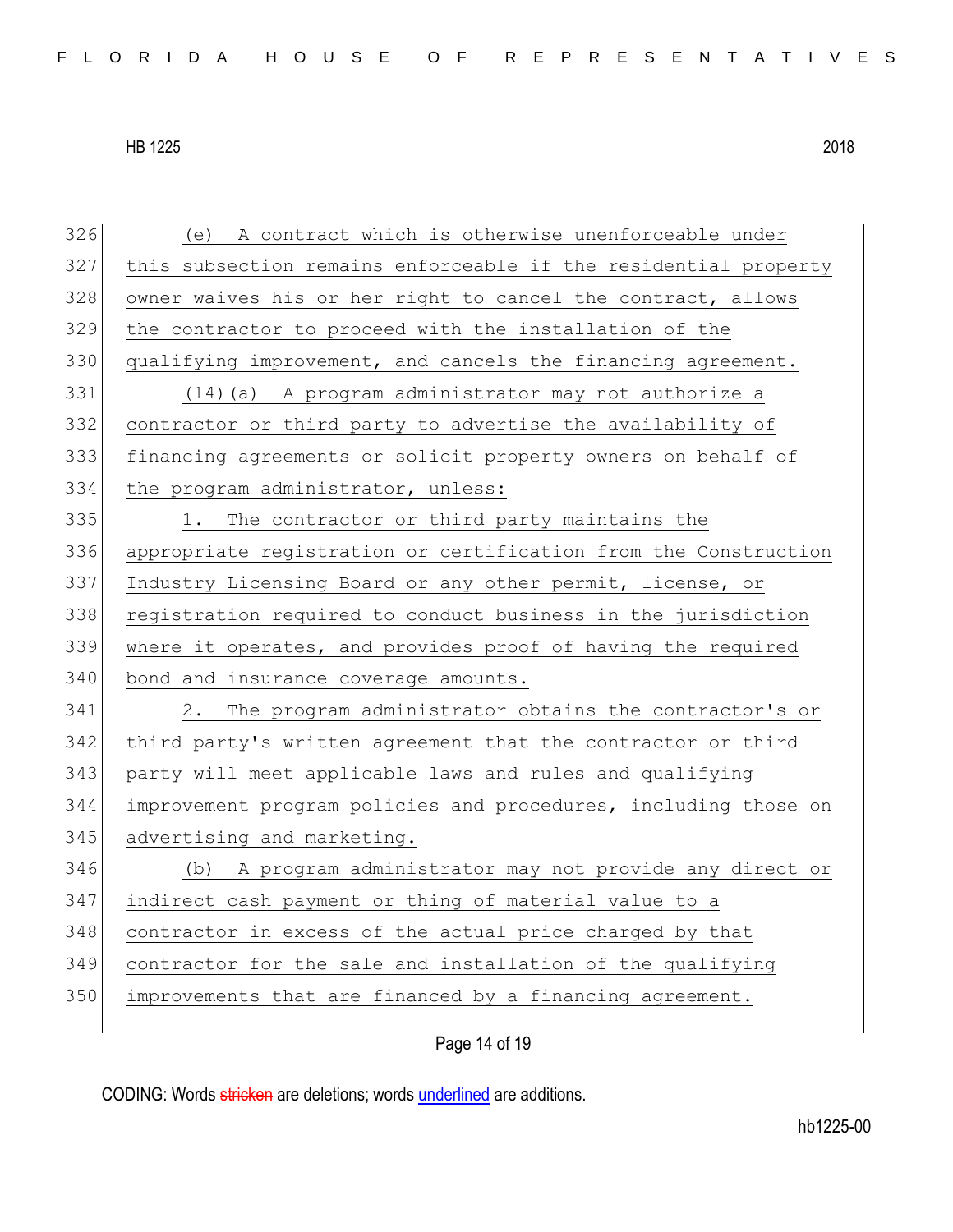(e) A contract which is otherwise unenforceable under this subsection remains enforceable if the residential property owner waives his or her right to cancel the contract, allows the contractor to proceed with the installation of the qualifying improvement, and cancels the financing agreement.

(14)(a) A program administrator may not authorize a contractor or third party to advertise the availability of financing agreements or solicit property owners on behalf of the program administrator, unless:

1. The contractor or third party maintains the appropriate registration or certification from the Construction Industry Licensing Board or any other permit, license, or registration required to conduct business in the jurisdiction where it operates, and provides proof of having the required bond and insurance coverage amounts.

2. The program administrator obtains the contractor's or third party's written agreement that the contractor or third party will meet applicable laws and rules and qualifying improvement program policies and procedures, including those on advertising and marketing.

(b) A program administrator may not provide any direct or indirect cash payment or thing of material value to a contractor in excess of the actual price charged by that contractor for the sale and installation of the qualifying improvements that are financed by a financing agreement.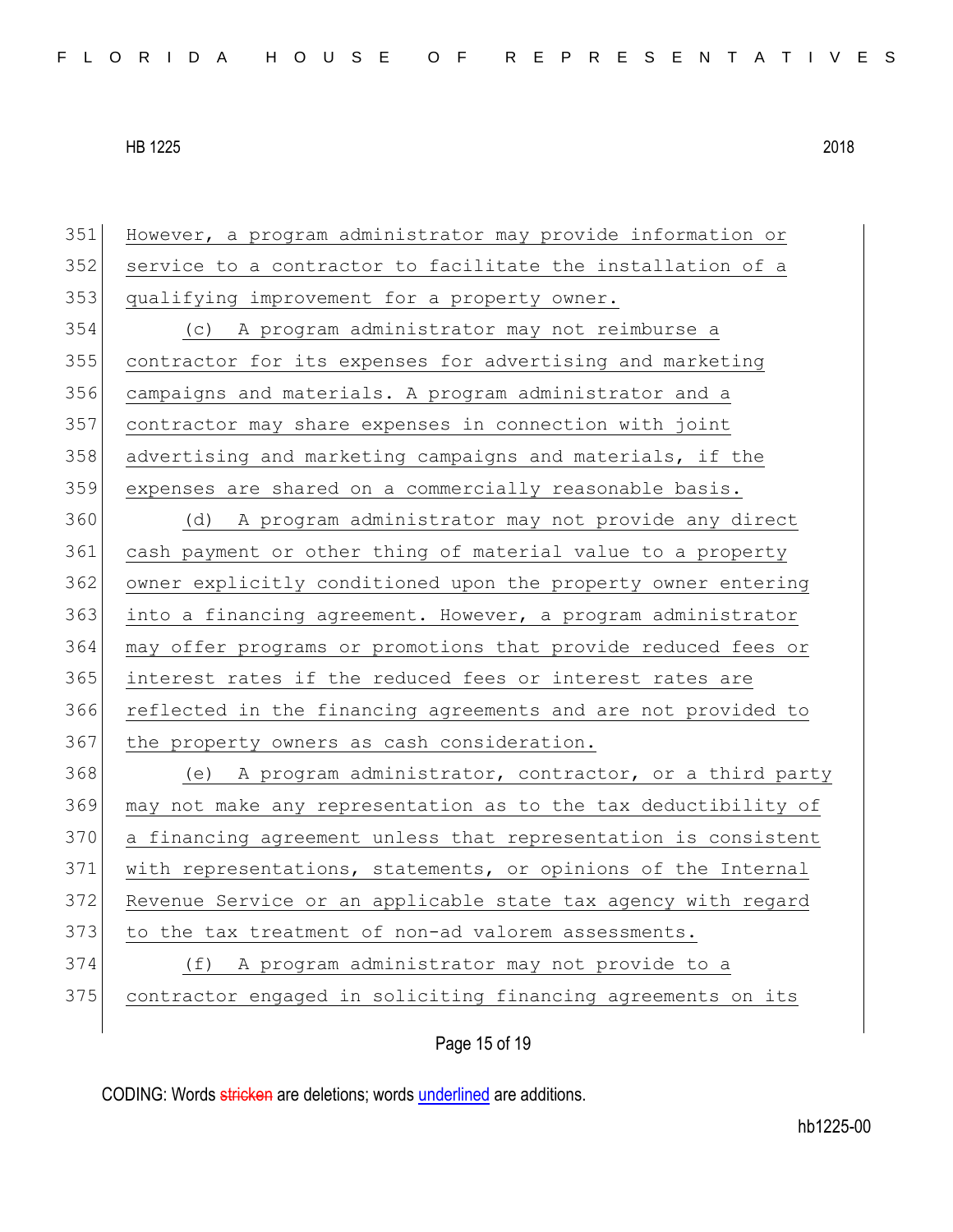However, a program administrator may provide information or service to a contractor to facilitate the installation of a qualifying improvement for a property owner.

(c) A program administrator may not reimburse a contractor for its expenses for advertising and marketing campaigns and materials. A program administrator and a contractor may share expenses in connection with joint advertising and marketing campaigns and materials, if the expenses are shared on a commercially reasonable basis.

(d) A program administrator may not provide any direct cash payment or other thing of material value to a property owner explicitly conditioned upon the property owner entering into a financing agreement. However, a program administrator may offer programs or promotions that provide reduced fees or interest rates if the reduced fees or interest rates are reflected in the financing agreements and are not provided to the property owners as cash consideration.

(e) A program administrator, contractor, or a third party may not make any representation as to the tax deductibility of a financing agreement unless that representation is consistent with representations, statements, or opinions of the Internal Revenue Service or an applicable state tax agency with regard to the tax treatment of non-ad valorem assessments.

(f) A program administrator may not provide to a contractor engaged in soliciting financing agreements on its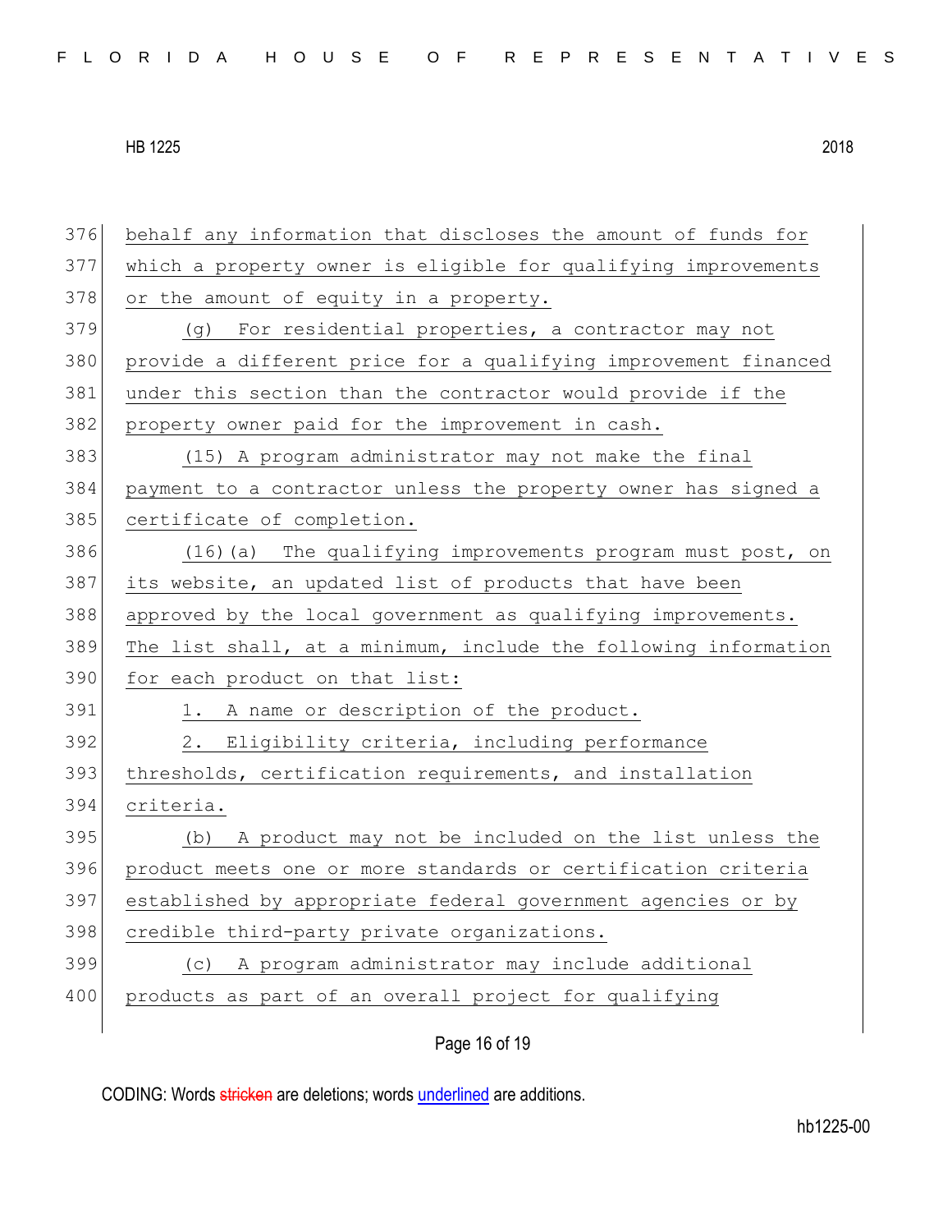behalf any information that discloses the amount of funds for which a property owner is eligible for qualifying improvements or the amount of equity in a property.

(g) For residential properties, a contractor may not provide a different price for a qualifying improvement financed under this section than the contractor would provide if the property owner paid for the improvement in cash.

(15) A program administrator may not make the final payment to a contractor unless the property owner has signed a certificate of completion.

(16)(a) The qualifying improvements program must post, on its website, an updated list of products that have been approved by the local government as qualifying improvements. The list shall, at a minimum, include the following information for each product on that list:

1. A name or description of the product.
2. Eligibility criteria, including performance thresholds, certification requirements, and installation criteria.

(b) A product may not be included on the list unless the product meets one or more standards or certification criteria established by appropriate federal government agencies or by credible third-party private organizations.

(c) A program administrator may include additional products as part of an overall project for qualifying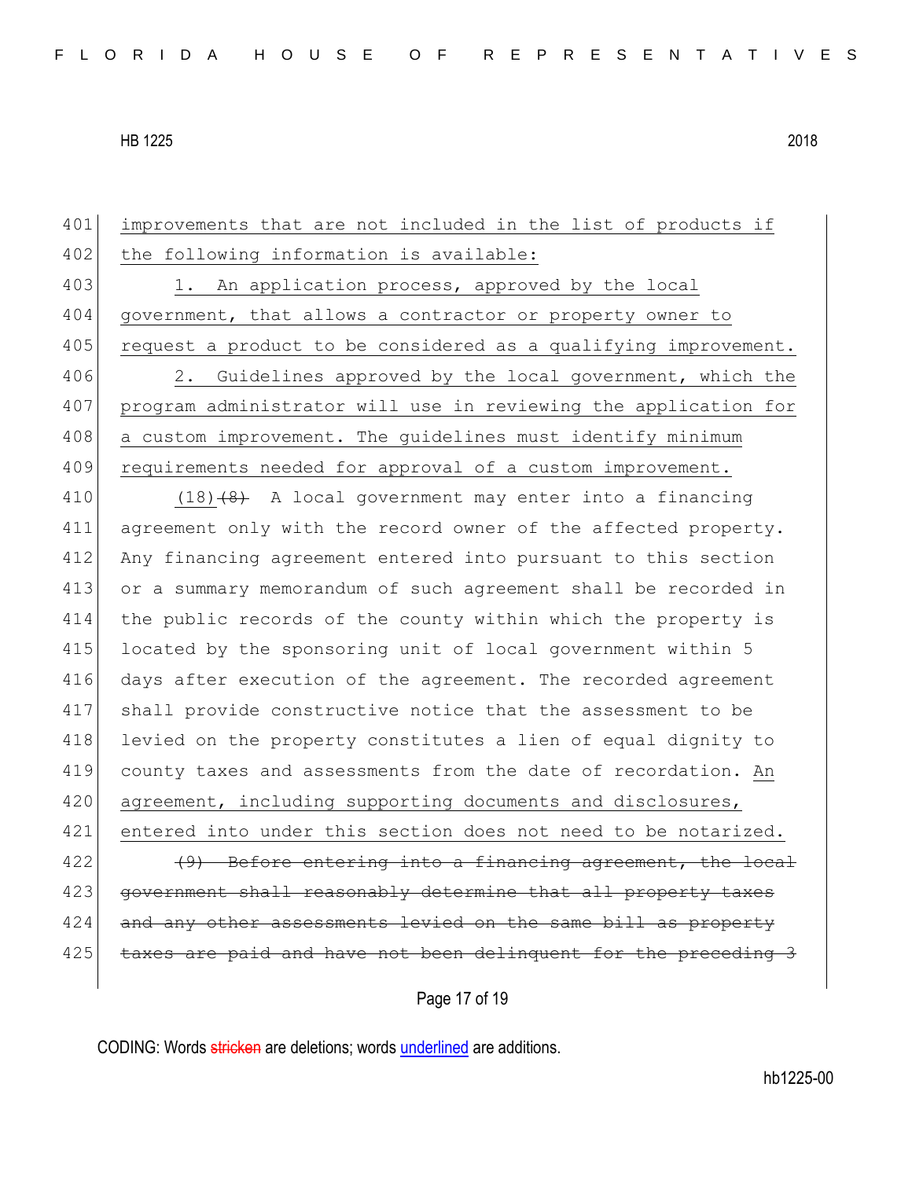improvements that are not included in the list of products if the following information is available:

1. An application process, approved by the local government, that allows a contractor or property owner to request a product to be considered as a qualifying improvement.

2. Guidelines approved by the local government, which the program administrator will use in reviewing the application for a custom improvement. The guidelines must identify minimum requirements needed for approval of a custom improvement.

(18) ~~(8)~~ A local government may enter into a financing agreement only with the record owner of the affected property. Any financing agreement entered into pursuant to this section or a summary memorandum of such agreement shall be recorded in the public records of the county within which the property is located by the sponsoring unit of local government within 5 days after execution of the agreement. The recorded agreement shall provide constructive notice that the assessment to be levied on the property constitutes a lien of equal dignity to county taxes and assessments from the date of recordation. An agreement, including supporting documents and disclosures, entered into under this section does not need to be notarized.

~~(9) Before entering into a financing agreement, the local government shall reasonably determine that all property taxes and any other assessments levied on the same bill as property taxes are paid and have not been delinquent for the preceding 3~~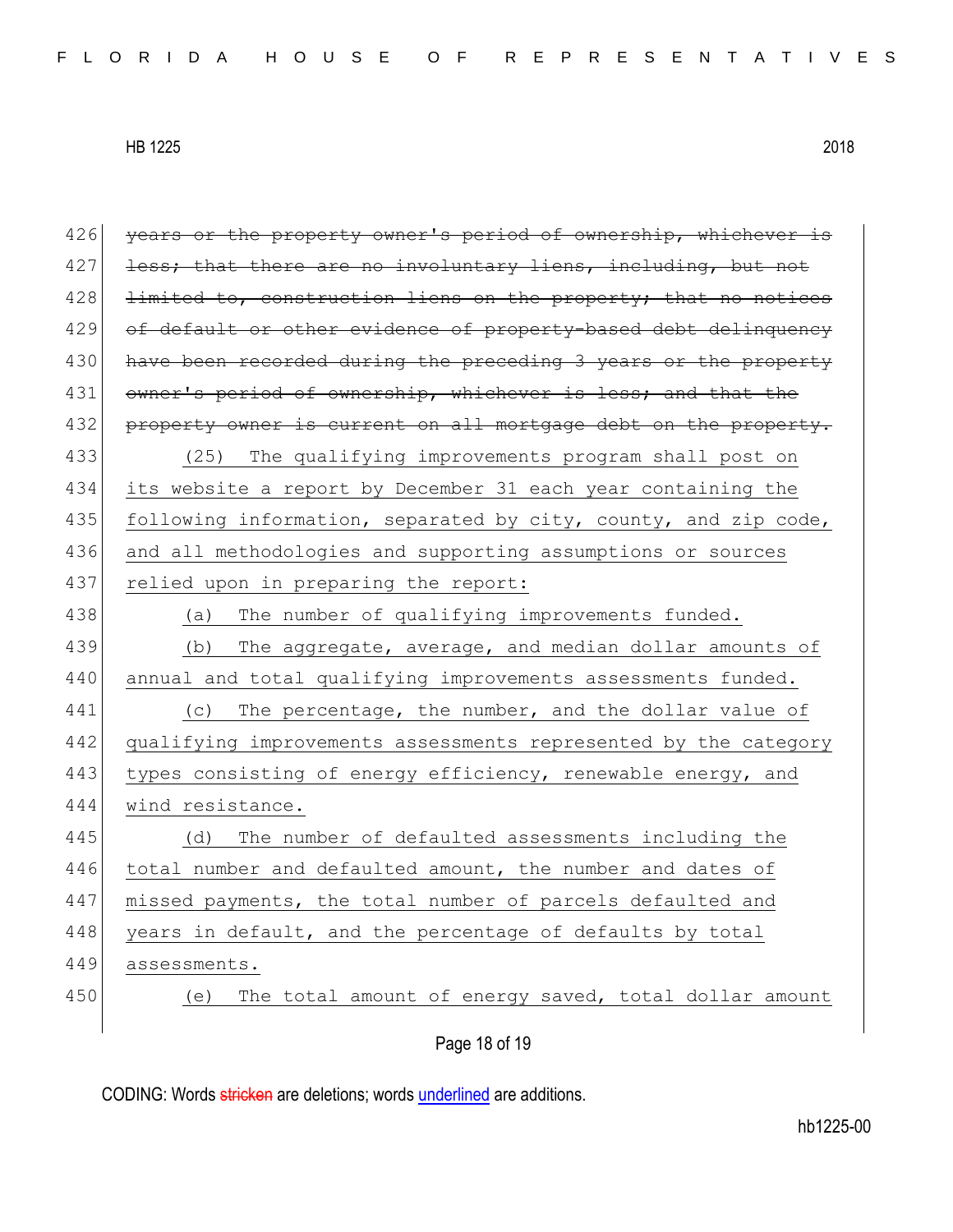426 ~~years or the property owner's period of ownership, whichever is~~
427 ~~less; that there are no involuntary liens, including, but not~~
428 ~~limited to, construction liens on the property; that no notices~~
429 ~~of default or other evidence of property-based debt delinquency~~
430 ~~have been recorded during the preceding 3 years or the property~~
431 ~~owner's period of ownership, whichever is less; and that the~~
432 ~~property owner is current on all mortgage debt on the property.~~
433 <u>(25) The qualifying improvements program shall post on</u>
434 <u>its website a report by December 31 each year containing the</u>
435 <u>following information, separated by city, county, and zip code,</u>
436 <u>and all methodologies and supporting assumptions or sources</u>
437 <u>relied upon in preparing the report:</u>
438 <u>(a) The number of qualifying improvements funded.</u>
439 <u>(b) The aggregate, average, and median dollar amounts of</u>
440 <u>annual and total qualifying improvements assessments funded.</u>
441 <u>(c) The percentage, the number, and the dollar value of</u>
442 <u>qualifying improvements assessments represented by the category</u>
443 <u>types consisting of energy efficiency, renewable energy, and</u>
444 <u>wind resistance.</u>
445 <u>(d) The number of defaulted assessments including the</u>
446 <u>total number and defaulted amount, the number and dates of</u>
447 <u>missed payments, the total number of parcels defaulted and</u>
448 <u>years in default, and the percentage of defaults by total</u>
449 <u>assessments.</u>
450 <u>(e) The total amount of energy saved, total dollar amount</u>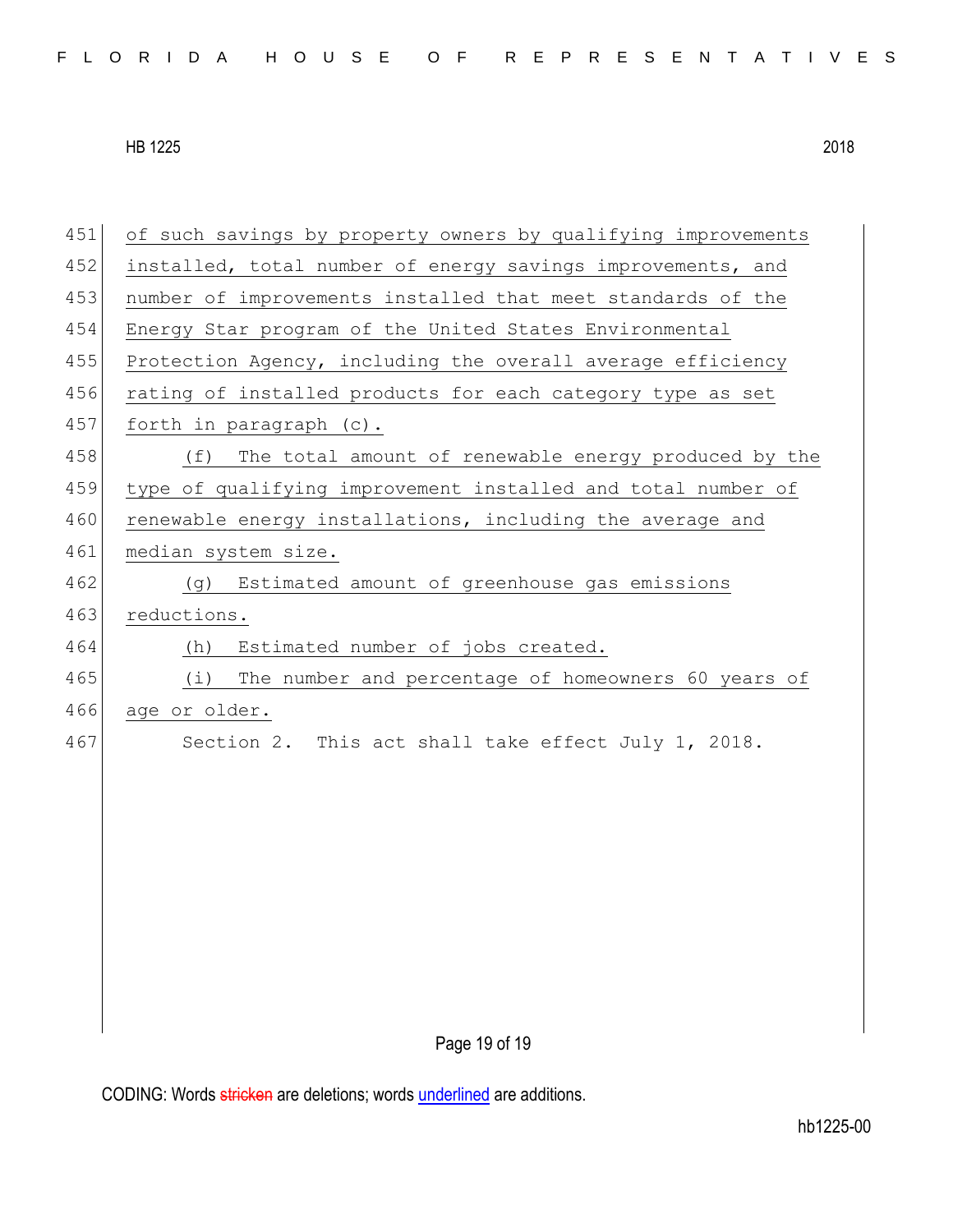of such savings by property owners by qualifying improvements installed, total number of energy savings improvements, and number of improvements installed that meet standards of the Energy Star program of the United States Environmental Protection Agency, including the overall average efficiency rating of installed products for each category type as set forth in paragraph (c).

(f) The total amount of renewable energy produced by the type of qualifying improvement installed and total number of renewable energy installations, including the average and median system size.

(g) Estimated amount of greenhouse gas emissions reductions.

(h) Estimated number of jobs created.

(i) The number and percentage of homeowners 60 years of age or older.

Section 2. This act shall take effect July 1, 2018.